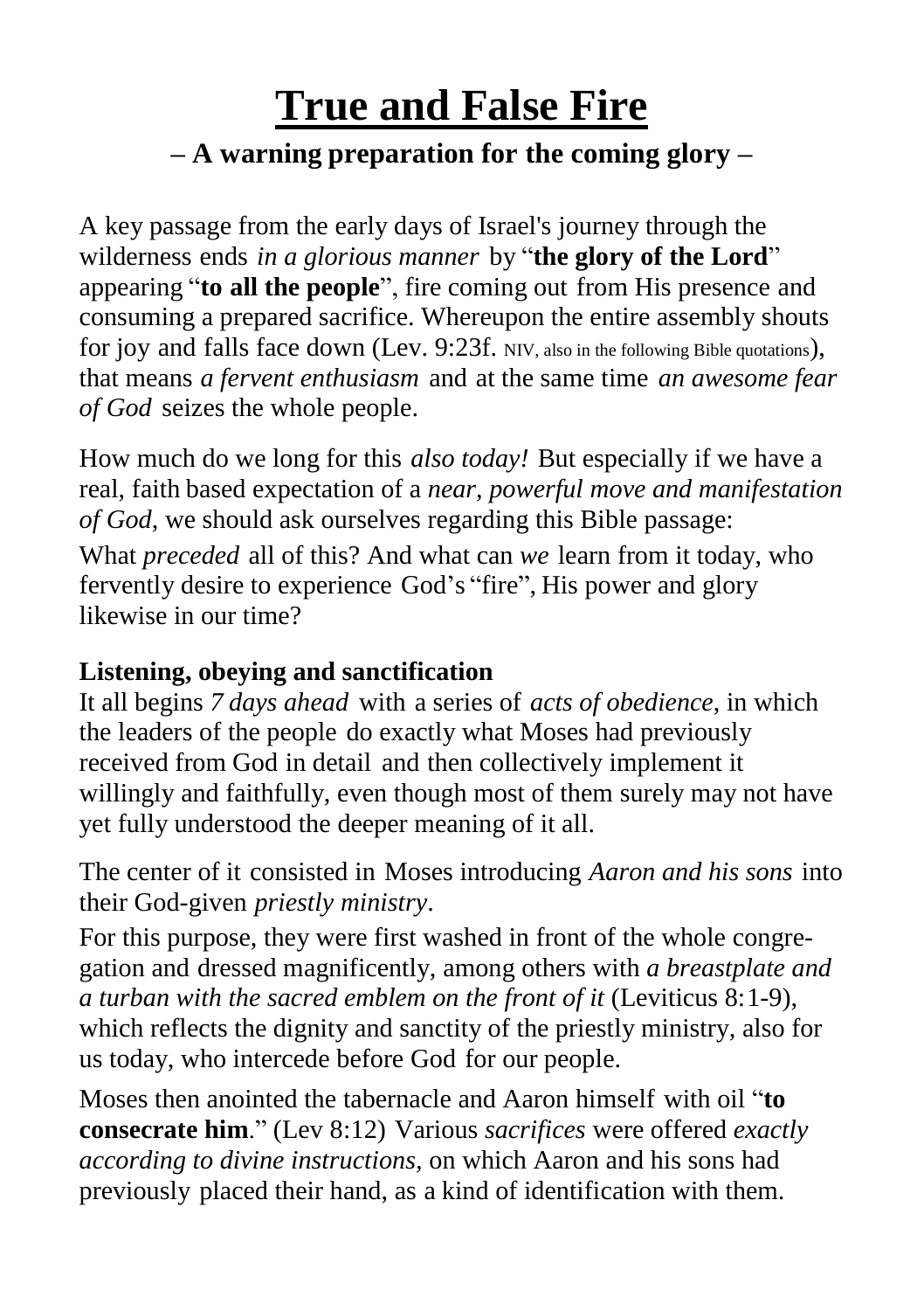# True and False Fire

## – A warning preparation for the coming glory –

A key passage from the early days of Israel's journey through the wilderness ends *in a glorious manner* by "**the glory of the Lord**" appearing "**to all the people**", fire coming out from His presence and consuming a prepared sacrifice. Whereupon the entire assembly shouts for joy and falls face down (Lev. 9:23f. NIV, also in the following Bible quotations), that means *a fervent enthusiasm* and at the same time *an awesome fear of God* seizes the whole people.

How much do we long for this *also today!* But especially if we have a real, faith based expectation of a *near, powerful move and manifestation of God*, we should ask ourselves regarding this Bible passage:
What *preceded* all of this? And what can *we* learn from it today, who fervently desire to experience God's "fire", His power and glory likewise in our time?

### Listening, obeying and sanctification

It all begins *7 days ahead* with a series of *acts of obedience*, in which the leaders of the people do exactly what Moses had previously received from God in detail and then collectively implement it willingly and faithfully, even though most of them surely may not have yet fully understood the deeper meaning of it all.

The center of it consisted in Moses introducing *Aaron and his sons* into their God-given *priestly ministry*.
For this purpose, they were first washed in front of the whole congregation and dressed magnificently, among others with *a breastplate and a turban with the sacred emblem on the front of it* (Leviticus 8:1-9), which reflects the dignity and sanctity of the priestly ministry, also for us today, who intercede before God for our people.

Moses then anointed the tabernacle and Aaron himself with oil "**to consecrate him**." (Lev 8:12) Various *sacrifices* were offered *exactly according to divine instructions,* on which Aaron and his sons had previously placed their hand, as a kind of identification with them.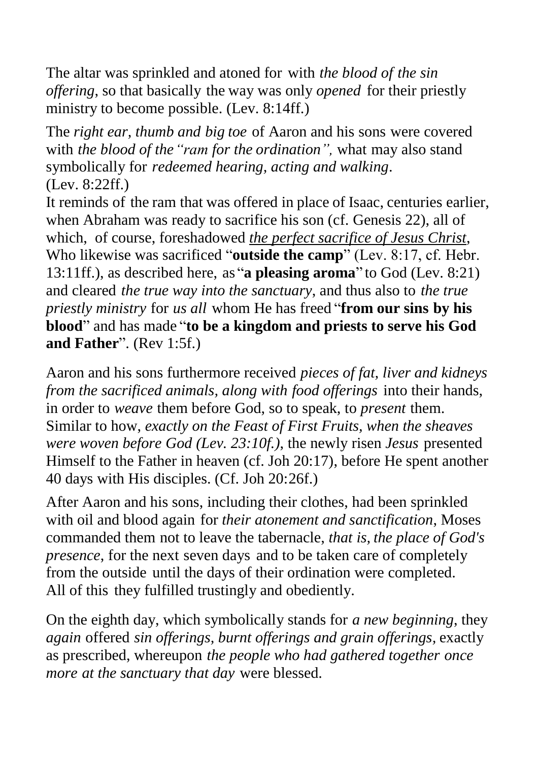The altar was sprinkled and atoned for with *the blood of the sin offering*, so that basically the way was only *opened* for their priestly ministry to become possible. (Lev. 8:14ff.)

The *right ear, thumb and big toe* of Aaron and his sons were covered with *the blood of the "ram for the ordination",* what may also stand symbolically for *redeemed hearing, acting and walking*. (Lev. 8:22ff.)
It reminds of the ram that was offered in place of Isaac, centuries earlier, when Abraham was ready to sacrifice his son (cf. Genesis 22), all of which, of course, foreshadowed *<u>the perfect sacrifice of Jesus Christ</u>*, Who likewise was sacrificed "**outside the camp**" (Lev. 8:17, cf. Hebr. 13:11ff.), as described here, as "**a pleasing aroma**" to God (Lev. 8:21) and cleared *the true way into the sanctuary*, and thus also to *the true priestly ministry* for *us all* whom He has freed "**from our sins by his blood**" and has made "**to be a kingdom and priests to serve his God and Father**". (Rev 1:5f.)

Aaron and his sons furthermore received *pieces of fat, liver and kidneys from the sacrificed animals, along with food offerings* into their hands, in order to *weave* them before God, so to speak, to *present* them. Similar to how, *exactly on the Feast of First Fruits, when the sheaves were woven before God (Lev. 23:10f.),* the newly risen *Jesus* presented Himself to the Father in heaven (cf. Joh 20:17), before He spent another 40 days with His disciples. (Cf. Joh 20:26f.)

After Aaron and his sons, including their clothes, had been sprinkled with oil and blood again for *their atonement and sanctification*, Moses commanded them not to leave the tabernacle, *that is, the place of God's presence*, for the next seven days and to be taken care of completely from the outside until the days of their ordination were completed. All of this they fulfilled trustingly and obediently.

On the eighth day, which symbolically stands for *a new beginning*, they *again* offered *sin offerings, burnt offerings and grain offerings,* exactly as prescribed, whereupon *the people who had gathered together once more at the sanctuary that day* were blessed.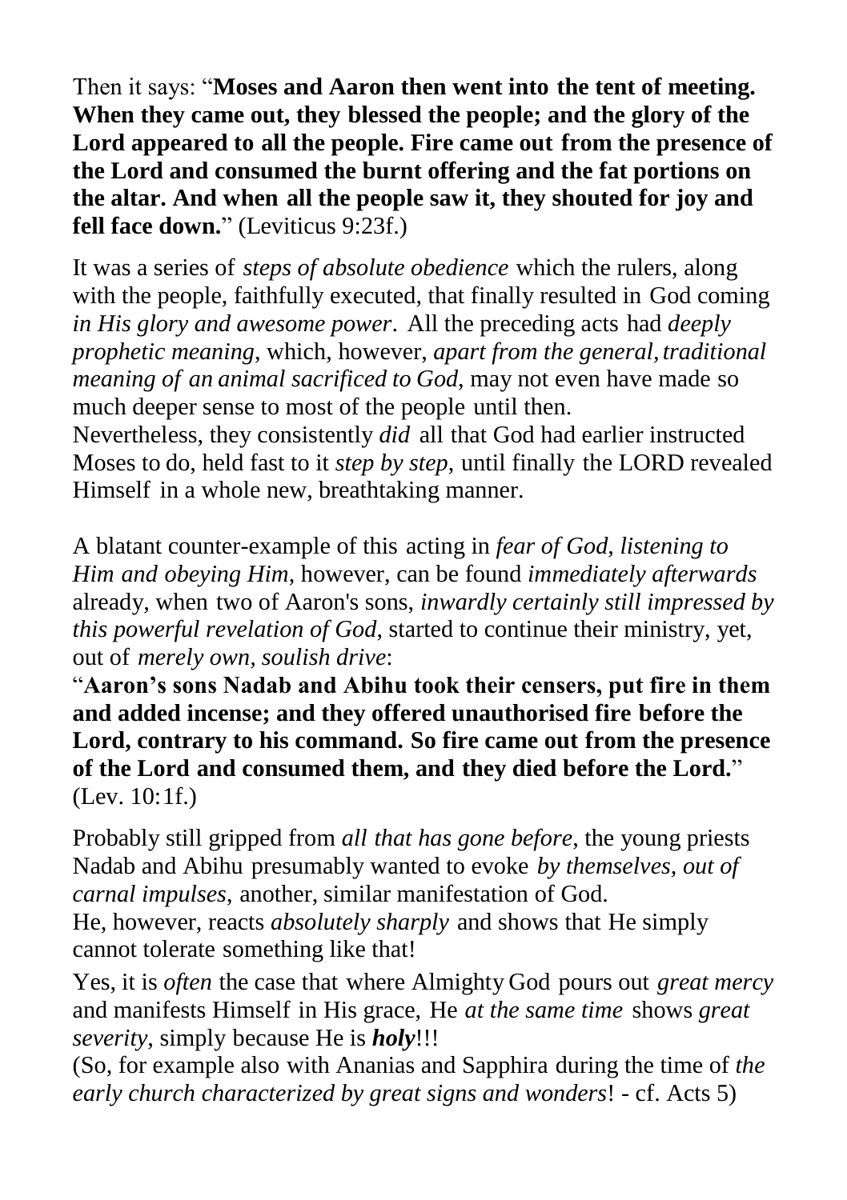Then it says: "**Moses and Aaron then went into the tent of meeting. When they came out, they blessed the people; and the glory of the Lord appeared to all the people. Fire came out from the presence of the Lord and consumed the burnt offering and the fat portions on the altar. And when all the people saw it, they shouted for joy and fell face down.**" (Leviticus 9:23f.)

It was a series of *steps of absolute obedience* which the rulers, along with the people, faithfully executed, that finally resulted in God coming *in His glory and awesome power*. All the preceding acts had *deeply prophetic meaning*, which, however, *apart from the general, traditional meaning of an animal sacrificed to God*, may not even have made so much deeper sense to most of the people until then.
Nevertheless, they consistently *did* all that God had earlier instructed Moses to do, held fast to it *step by step*, until finally the LORD revealed Himself in a whole new, breathtaking manner.

A blatant counter-example of this acting in *fear of God, listening to Him and obeying Him*, however, can be found *immediately afterwards* already, when two of Aaron's sons, *inwardly certainly still impressed by this powerful revelation of God*, started to continue their ministry, yet, out of *merely own, soulish drive*:
"**Aaron's sons Nadab and Abihu took their censers, put fire in them and added incense; and they offered unauthorised fire before the Lord, contrary to his command. So fire came out from the presence of the Lord and consumed them, and they died before the Lord.**" (Lev. 10:1f.)

Probably still gripped from *all that has gone before*, the young priests Nadab and Abihu presumably wanted to evoke *by themselves, out of carnal impulses*, another, similar manifestation of God.
He, however, reacts *absolutely sharply* and shows that He simply cannot tolerate something like that!

Yes, it is *often* the case that where Almighty God pours out *great mercy* and manifests Himself in His grace, He *at the same time* shows *great severity*, simply because He is ***holy***!!!
(So, for example also with Ananias and Sapphira during the time of *the early church characterized by great signs and wonders*! - cf. Acts 5)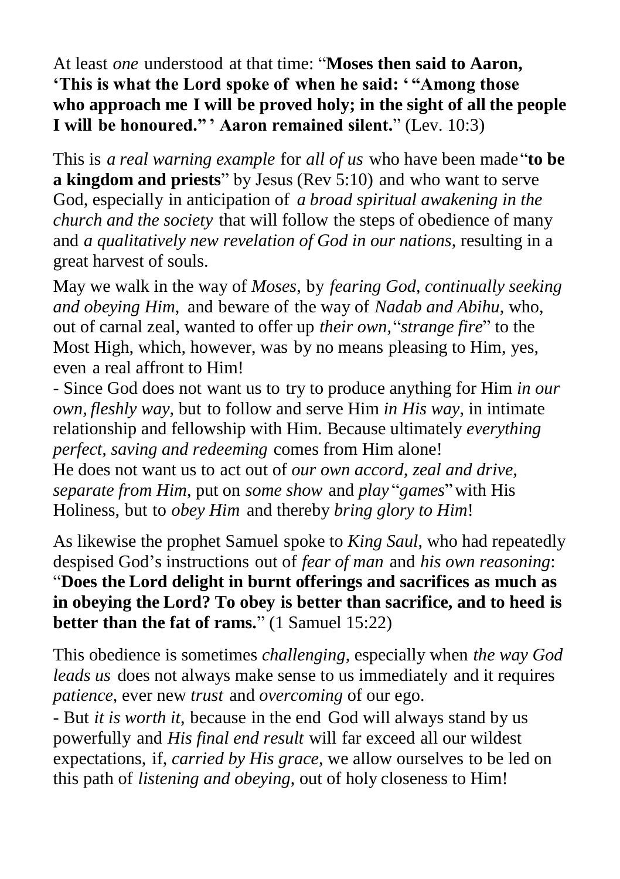At least *one* understood at that time: "**Moses then said to Aaron, 'This is what the Lord spoke of when he said: ' "Among those who approach me I will be proved holy; in the sight of all the people I will be honoured." ' Aaron remained silent.**" (Lev. 10:3)

This is *a real warning example* for *all of us* who have been made "**to be a kingdom and priests**" by Jesus (Rev 5:10) and who want to serve God, especially in anticipation of *a broad spiritual awakening in the church and the society* that will follow the steps of obedience of many and *a qualitatively new revelation of God in our nations*, resulting in a great harvest of souls.

May we walk in the way of *Moses*, by *fearing God, continually seeking and obeying Him*, and beware of the way of *Nadab and Abihu*, who, out of carnal zeal, wanted to offer up *their own,* "*strange fire*" to the Most High, which, however, was by no means pleasing to Him, yes, even a real affront to Him!

- Since God does not want us to try to produce anything for Him *in our own, fleshly way,* but to follow and serve Him *in His way*, in intimate relationship and fellowship with Him. Because ultimately *everything perfect, saving and redeeming* comes from Him alone!

He does not want us to act out of *our own accord, zeal and drive, separate from Him*, put on *some show* and *play* "*games*" with His Holiness, but to *obey Him* and thereby *bring glory to Him*!

As likewise the prophet Samuel spoke to *King Saul*, who had repeatedly despised God's instructions out of *fear of man* and *his own reasoning*: "**Does the Lord delight in burnt offerings and sacrifices as much as in obeying the Lord? To obey is better than sacrifice, and to heed is better than the fat of rams.**" (1 Samuel 15:22)

This obedience is sometimes *challenging*, especially when *the way God leads us* does not always make sense to us immediately and it requires *patience*, ever new *trust* and *overcoming* of our ego.

- But *it is worth it*, because in the end God will always stand by us powerfully and *His final end result* will far exceed all our wildest expectations, if, *carried by His grace*, we allow ourselves to be led on this path of *listening and obeying*, out of holy closeness to Him!